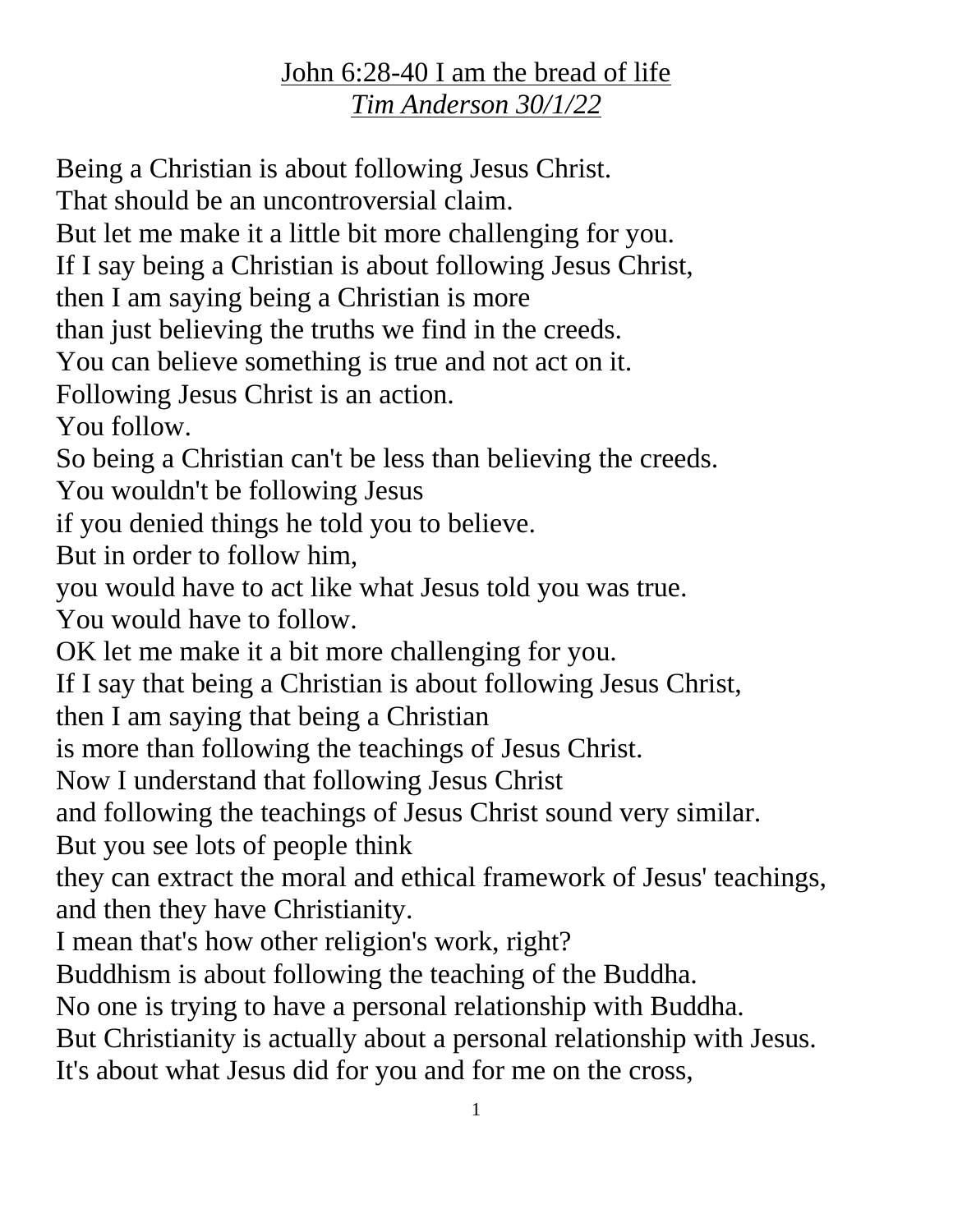# John 6:28-40 I am the bread of life

*Tim Anderson 30/1/22*

Being a Christian is about following Jesus Christ.
That should be an uncontroversial claim.
But let me make it a little bit more challenging for you.
If I say being a Christian is about following Jesus Christ,
then I am saying being a Christian is more
than just believing the truths we find in the creeds.
You can believe something is true and not act on it.
Following Jesus Christ is an action.
You follow.
So being a Christian can't be less than believing the creeds.
You wouldn't be following Jesus
if you denied things he told you to believe.
But in order to follow him,
you would have to act like what Jesus told you was true.
You would have to follow.
OK let me make it a bit more challenging for you.
If I say that being a Christian is about following Jesus Christ,
then I am saying that being a Christian
is more than following the teachings of Jesus Christ.
Now I understand that following Jesus Christ
and following the teachings of Jesus Christ sound very similar.
But you see lots of people think
they can extract the moral and ethical framework of Jesus' teachings,
and then they have Christianity.
I mean that's how other religion's work, right?
Buddhism is about following the teaching of the Buddha.
No one is trying to have a personal relationship with Buddha.
But Christianity is actually about a personal relationship with Jesus.
It's about what Jesus did for you and for me on the cross,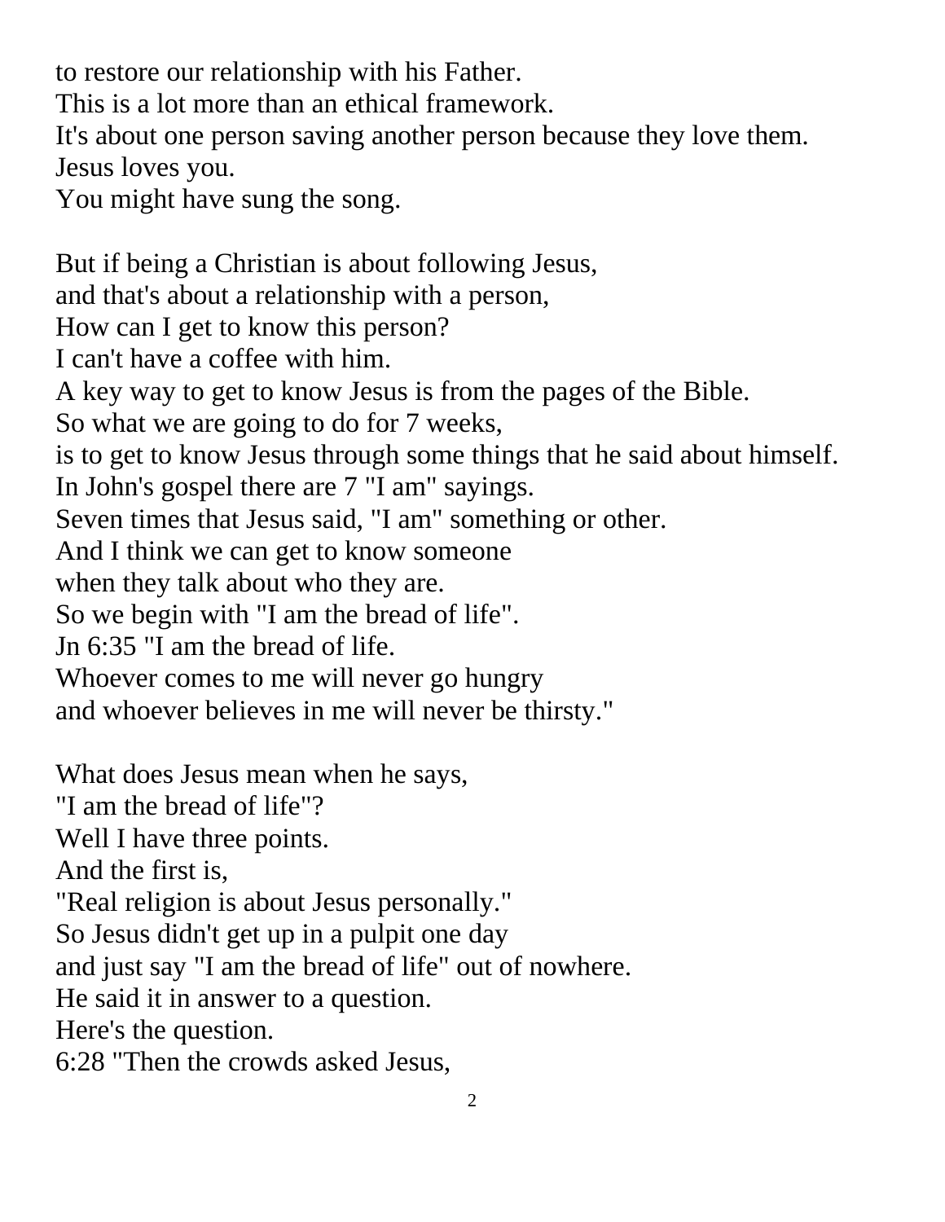to restore our relationship with his Father.
This is a lot more than an ethical framework.
It's about one person saving another person because they love them.
Jesus loves you.
You might have sung the song.

But if being a Christian is about following Jesus,
and that's about a relationship with a person,
How can I get to know this person?
I can't have a coffee with him.
A key way to get to know Jesus is from the pages of the Bible.
So what we are going to do for 7 weeks,
is to get to know Jesus through some things that he said about himself.
In John's gospel there are 7 "I am" sayings.
Seven times that Jesus said, "I am" something or other.
And I think we can get to know someone
when they talk about who they are.
So we begin with "I am the bread of life".
Jn 6:35 "I am the bread of life.
Whoever comes to me will never go hungry
and whoever believes in me will never be thirsty."

What does Jesus mean when he says,
"I am the bread of life"?
Well I have three points.
And the first is,
"Real religion is about Jesus personally."
So Jesus didn't get up in a pulpit one day
and just say "I am the bread of life" out of nowhere.
He said it in answer to a question.
Here's the question.
6:28 "Then the crowds asked Jesus,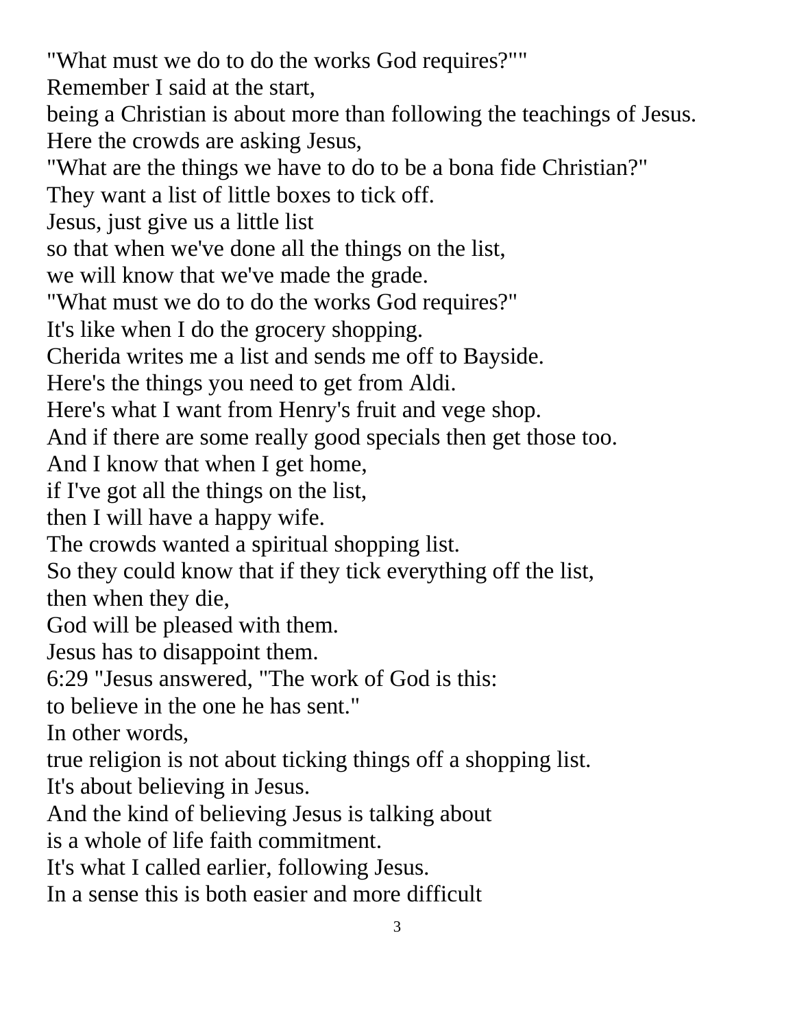"What must we do to do the works God requires?""
Remember I said at the start,
being a Christian is about more than following the teachings of Jesus.
Here the crowds are asking Jesus,
"What are the things we have to do to be a bona fide Christian?"
They want a list of little boxes to tick off.
Jesus, just give us a little list
so that when we've done all the things on the list,
we will know that we've made the grade.
"What must we do to do the works God requires?"
It's like when I do the grocery shopping.
Cherida writes me a list and sends me off to Bayside.
Here's the things you need to get from Aldi.
Here's what I want from Henry's fruit and vege shop.
And if there are some really good specials then get those too.
And I know that when I get home,
if I've got all the things on the list,
then I will have a happy wife.
The crowds wanted a spiritual shopping list.
So they could know that if they tick everything off the list,
then when they die,
God will be pleased with them.
Jesus has to disappoint them.
6:29 "Jesus answered, "The work of God is this:
to believe in the one he has sent."
In other words,
true religion is not about ticking things off a shopping list.
It's about believing in Jesus.
And the kind of believing Jesus is talking about
is a whole of life faith commitment.
It's what I called earlier, following Jesus.
In a sense this is both easier and more difficult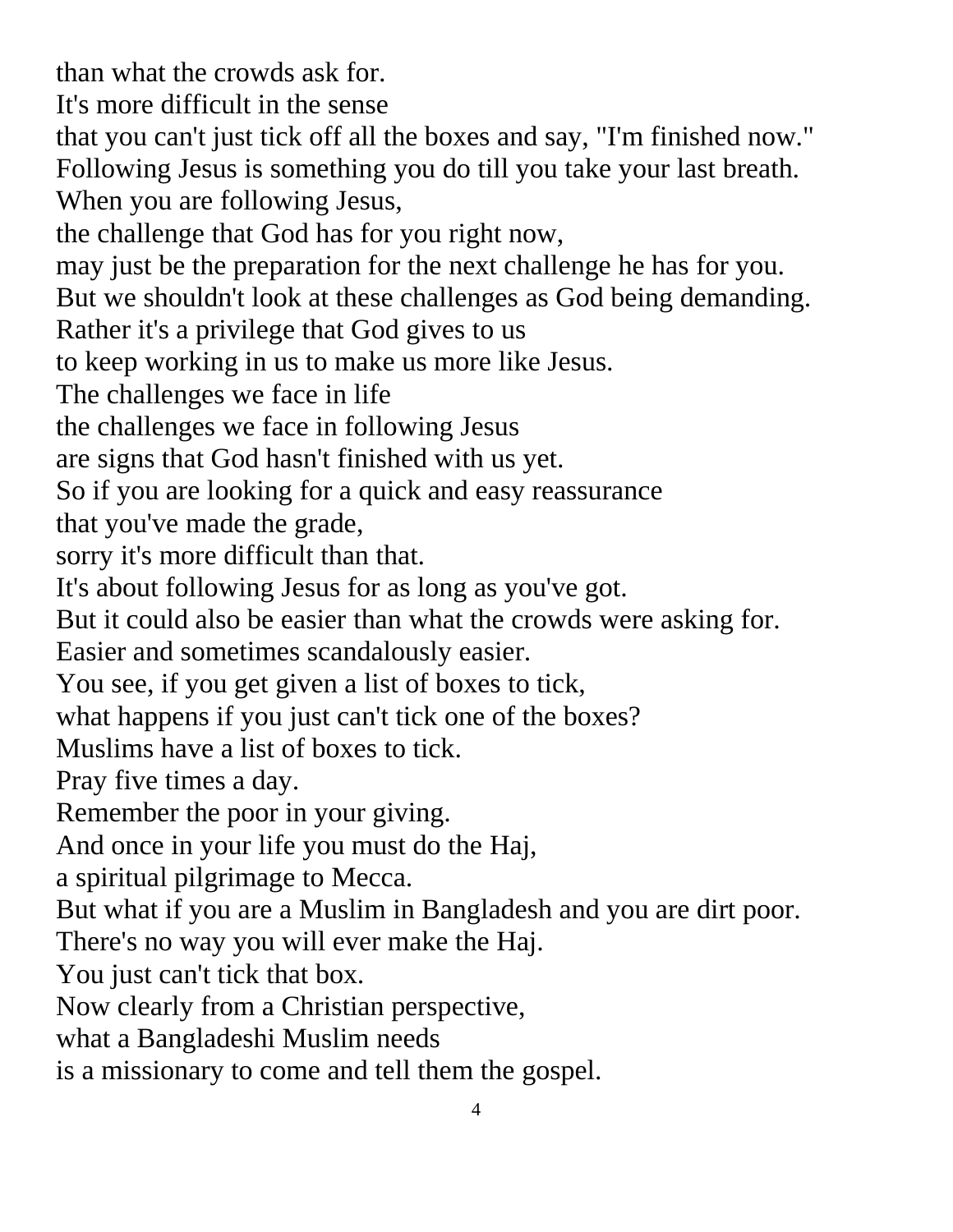than what the crowds ask for.
It's more difficult in the sense
that you can't just tick off all the boxes and say, "I'm finished now."
Following Jesus is something you do till you take your last breath.
When you are following Jesus,
the challenge that God has for you right now,
may just be the preparation for the next challenge he has for you.
But we shouldn't look at these challenges as God being demanding.
Rather it's a privilege that God gives to us
to keep working in us to make us more like Jesus.
The challenges we face in life
the challenges we face in following Jesus
are signs that God hasn't finished with us yet.
So if you are looking for a quick and easy reassurance
that you've made the grade,
sorry it's more difficult than that.
It's about following Jesus for as long as you've got.
But it could also be easier than what the crowds were asking for.
Easier and sometimes scandalously easier.
You see, if you get given a list of boxes to tick,
what happens if you just can't tick one of the boxes?
Muslims have a list of boxes to tick.
Pray five times a day.
Remember the poor in your giving.
And once in your life you must do the Haj,
a spiritual pilgrimage to Mecca.
But what if you are a Muslim in Bangladesh and you are dirt poor.
There's no way you will ever make the Haj.
You just can't tick that box.
Now clearly from a Christian perspective,
what a Bangladeshi Muslim needs
is a missionary to come and tell them the gospel.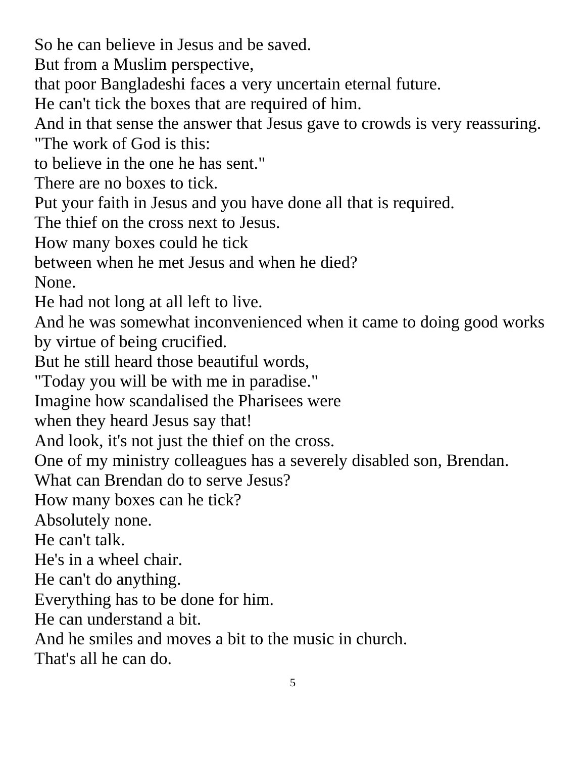So he can believe in Jesus and be saved.

But from a Muslim perspective,

that poor Bangladeshi faces a very uncertain eternal future.

He can't tick the boxes that are required of him.

And in that sense the answer that Jesus gave to crowds is very reassuring.

"The work of God is this:

to believe in the one he has sent."

There are no boxes to tick.

Put your faith in Jesus and you have done all that is required.

The thief on the cross next to Jesus.

How many boxes could he tick

between when he met Jesus and when he died?

None.

He had not long at all left to live.

And he was somewhat inconvenienced when it came to doing good works by virtue of being crucified.

But he still heard those beautiful words,

"Today you will be with me in paradise."

Imagine how scandalised the Pharisees were

when they heard Jesus say that!

And look, it's not just the thief on the cross.

One of my ministry colleagues has a severely disabled son, Brendan.

What can Brendan do to serve Jesus?

How many boxes can he tick?

Absolutely none.

He can't talk.

He's in a wheel chair.

He can't do anything.

Everything has to be done for him.

He can understand a bit.

And he smiles and moves a bit to the music in church.

That's all he can do.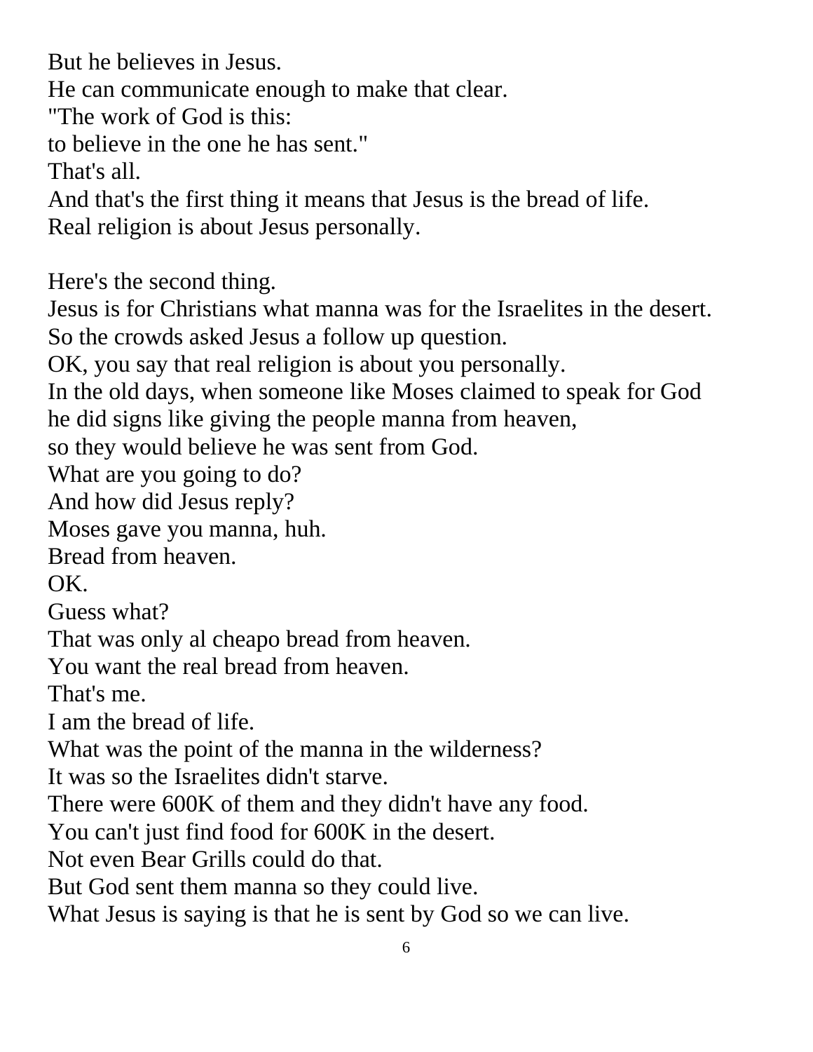But he believes in Jesus.
He can communicate enough to make that clear.
"The work of God is this:
to believe in the one he has sent."
That's all.
And that's the first thing it means that Jesus is the bread of life.
Real religion is about Jesus personally.

Here's the second thing.
Jesus is for Christians what manna was for the Israelites in the desert.
So the crowds asked Jesus a follow up question.
OK, you say that real religion is about you personally.
In the old days, when someone like Moses claimed to speak for God
he did signs like giving the people manna from heaven,
so they would believe he was sent from God.
What are you going to do?
And how did Jesus reply?
Moses gave you manna, huh.
Bread from heaven.
OK.
Guess what?
That was only al cheapo bread from heaven.
You want the real bread from heaven.
That's me.
I am the bread of life.
What was the point of the manna in the wilderness?
It was so the Israelites didn't starve.
There were 600K of them and they didn't have any food.
You can't just find food for 600K in the desert.
Not even Bear Grills could do that.
But God sent them manna so they could live.
What Jesus is saying is that he is sent by God so we can live.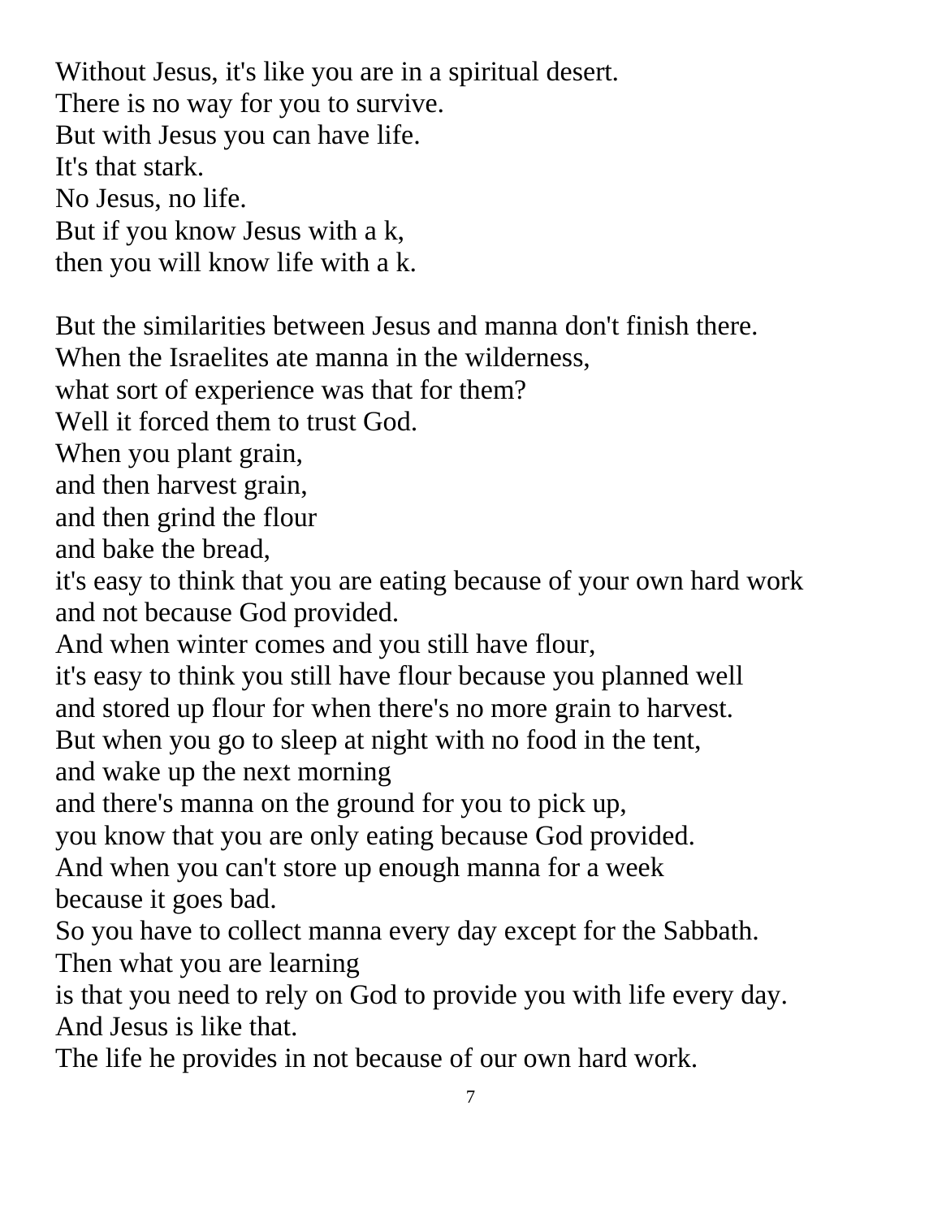Without Jesus, it's like you are in a spiritual desert.
There is no way for you to survive.
But with Jesus you can have life.
It's that stark.
No Jesus, no life.
But if you know Jesus with a k,
then you will know life with a k.

But the similarities between Jesus and manna don't finish there.
When the Israelites ate manna in the wilderness,
what sort of experience was that for them?
Well it forced them to trust God.
When you plant grain,
and then harvest grain,
and then grind the flour
and bake the bread,
it's easy to think that you are eating because of your own hard work
and not because God provided.
And when winter comes and you still have flour,
it's easy to think you still have flour because you planned well
and stored up flour for when there's no more grain to harvest.
But when you go to sleep at night with no food in the tent,
and wake up the next morning
and there's manna on the ground for you to pick up,
you know that you are only eating because God provided.
And when you can't store up enough manna for a week
because it goes bad.
So you have to collect manna every day except for the Sabbath.
Then what you are learning
is that you need to rely on God to provide you with life every day.
And Jesus is like that.
The life he provides in not because of our own hard work.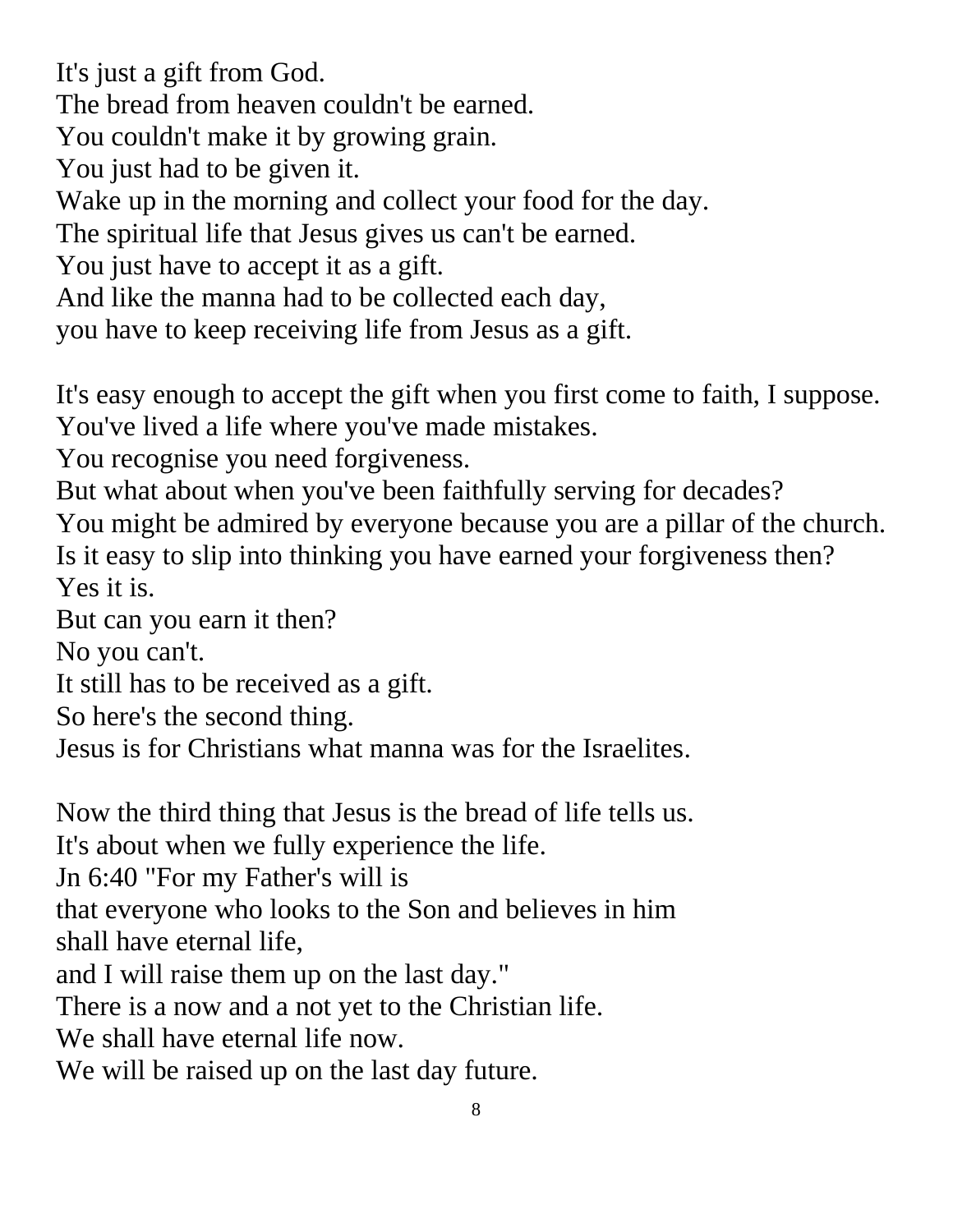It's just a gift from God.
The bread from heaven couldn't be earned.
You couldn't make it by growing grain.
You just had to be given it.
Wake up in the morning and collect your food for the day.
The spiritual life that Jesus gives us can't be earned.
You just have to accept it as a gift.
And like the manna had to be collected each day,
you have to keep receiving life from Jesus as a gift.

It's easy enough to accept the gift when you first come to faith, I suppose.
You've lived a life where you've made mistakes.
You recognise you need forgiveness.
But what about when you've been faithfully serving for decades?
You might be admired by everyone because you are a pillar of the church.
Is it easy to slip into thinking you have earned your forgiveness then?
Yes it is.
But can you earn it then?
No you can't.
It still has to be received as a gift.
So here's the second thing.
Jesus is for Christians what manna was for the Israelites.

Now the third thing that Jesus is the bread of life tells us.
It's about when we fully experience the life.
Jn 6:40 "For my Father's will is
that everyone who looks to the Son and believes in him
shall have eternal life,
and I will raise them up on the last day."
There is a now and a not yet to the Christian life.
We shall have eternal life now.
We will be raised up on the last day future.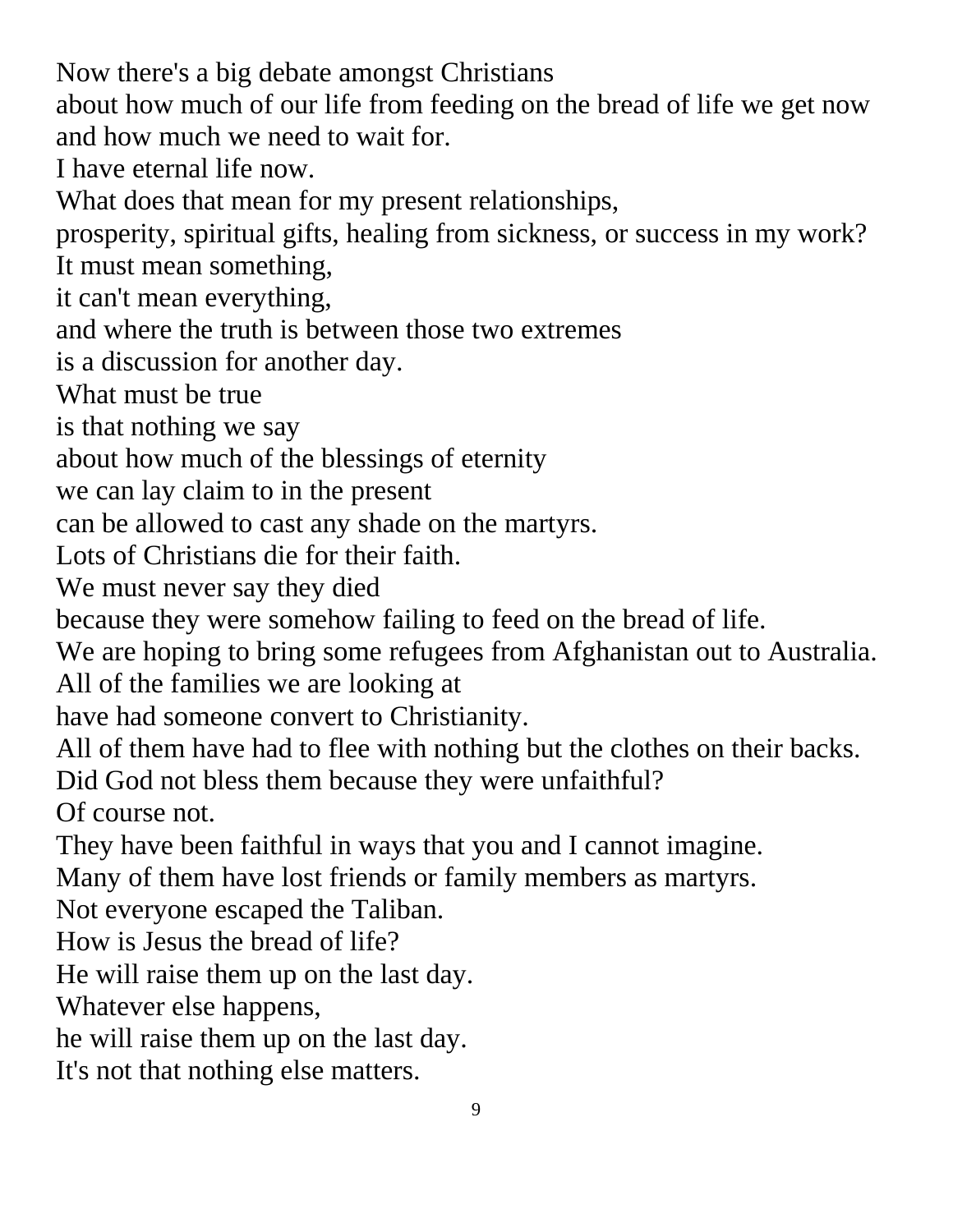Now there's a big debate amongst Christians
about how much of our life from feeding on the bread of life we get now
and how much we need to wait for.
I have eternal life now.
What does that mean for my present relationships,
prosperity, spiritual gifts, healing from sickness, or success in my work?
It must mean something,
it can't mean everything,
and where the truth is between those two extremes
is a discussion for another day.
What must be true
is that nothing we say
about how much of the blessings of eternity
we can lay claim to in the present
can be allowed to cast any shade on the martyrs.
Lots of Christians die for their faith.
We must never say they died
because they were somehow failing to feed on the bread of life.
We are hoping to bring some refugees from Afghanistan out to Australia.
All of the families we are looking at
have had someone convert to Christianity.
All of them have had to flee with nothing but the clothes on their backs.
Did God not bless them because they were unfaithful?
Of course not.
They have been faithful in ways that you and I cannot imagine.
Many of them have lost friends or family members as martyrs.
Not everyone escaped the Taliban.
How is Jesus the bread of life?
He will raise them up on the last day.
Whatever else happens,
he will raise them up on the last day.
It's not that nothing else matters.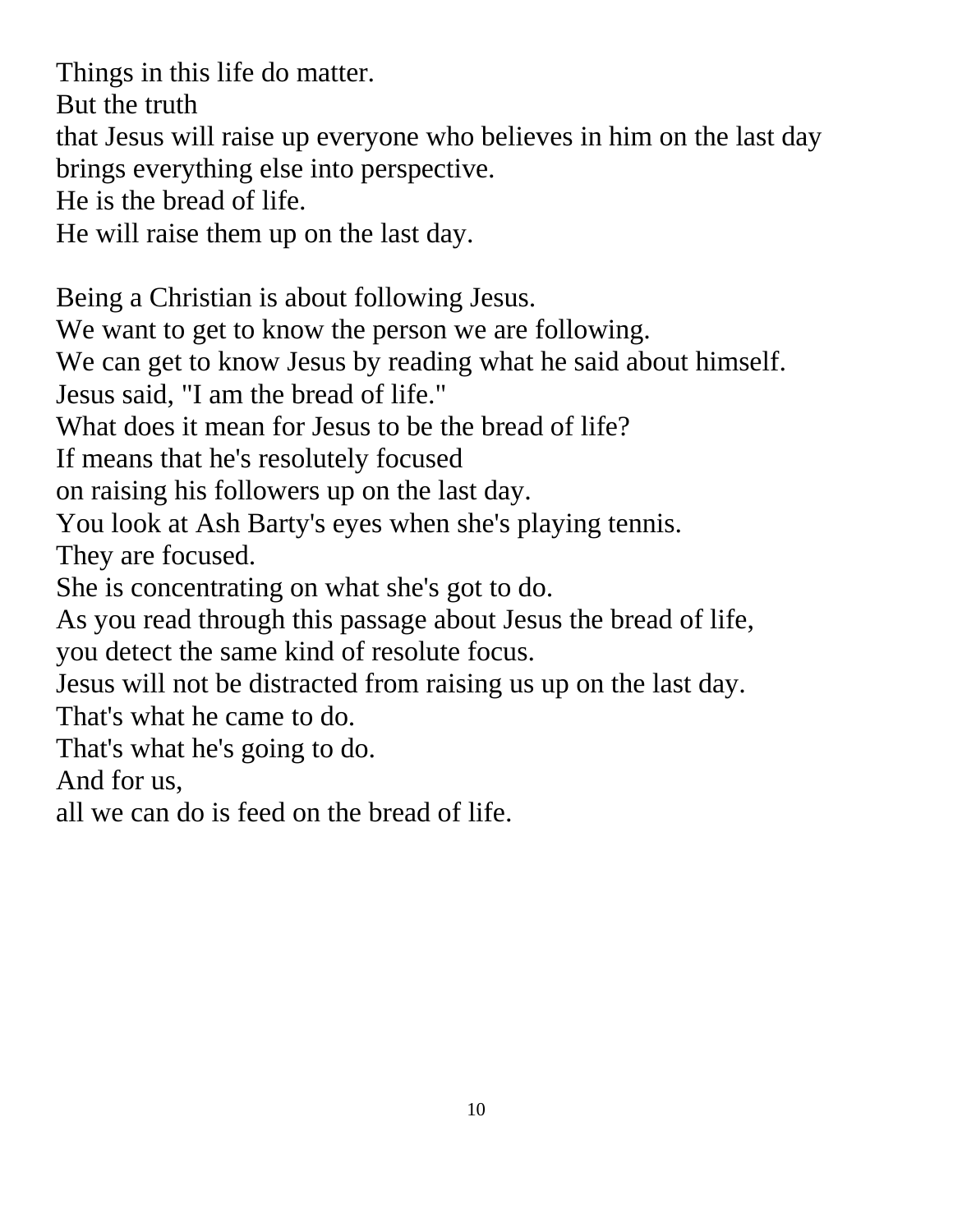Things in this life do matter.
But the truth
that Jesus will raise up everyone who believes in him on the last day
brings everything else into perspective.
He is the bread of life.
He will raise them up on the last day.

Being a Christian is about following Jesus.
We want to get to know the person we are following.
We can get to know Jesus by reading what he said about himself.
Jesus said, "I am the bread of life."
What does it mean for Jesus to be the bread of life?
If means that he's resolutely focused
on raising his followers up on the last day.
You look at Ash Barty's eyes when she's playing tennis.
They are focused.
She is concentrating on what she's got to do.
As you read through this passage about Jesus the bread of life,
you detect the same kind of resolute focus.
Jesus will not be distracted from raising us up on the last day.
That's what he came to do.
That's what he's going to do.
And for us,
all we can do is feed on the bread of life.